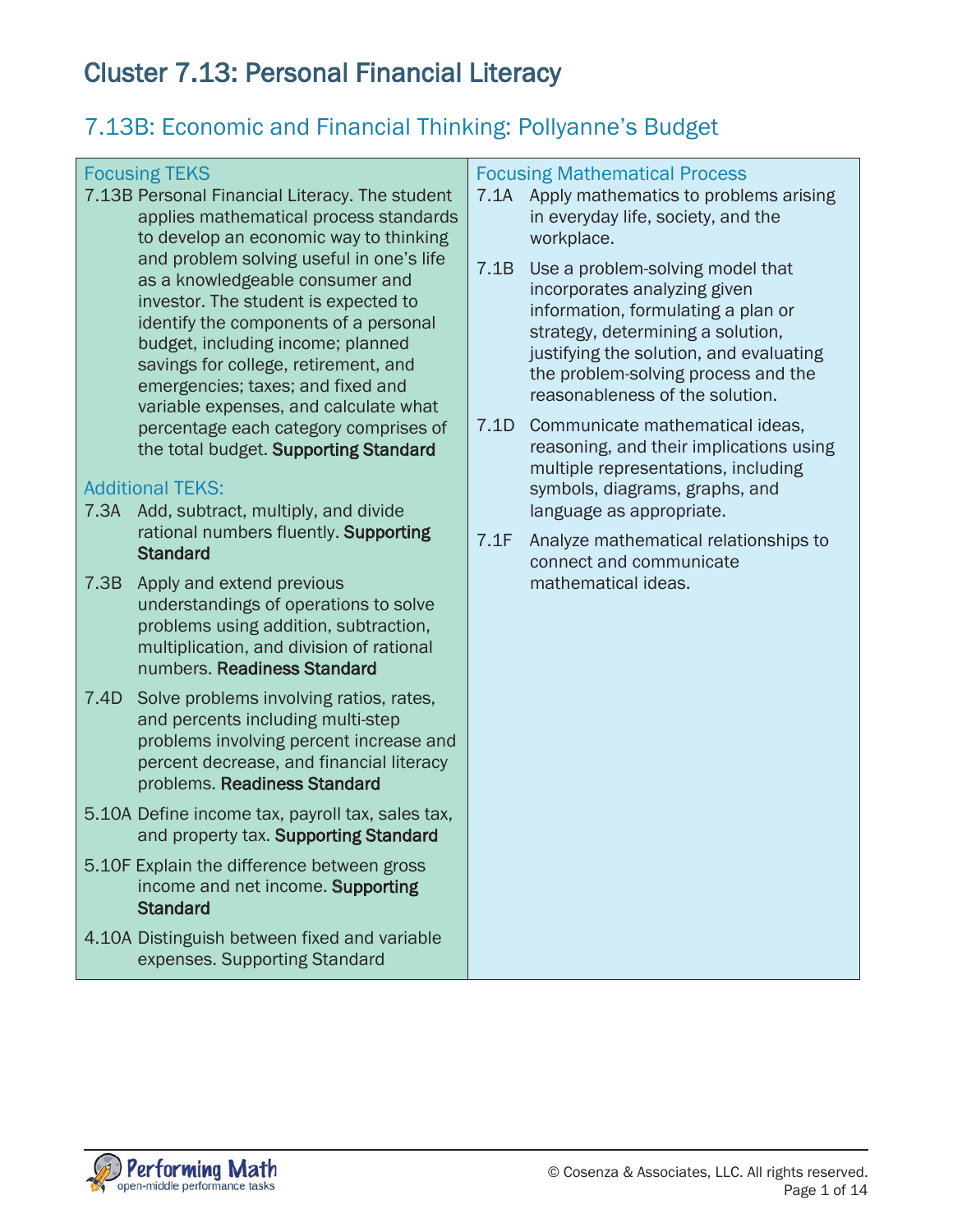# Cluster 7.13: Personal Financial Literacy

## 7.13B: Economic and Financial Thinking: Pollyanne's Budget

### Focusing TEKS

7.13B Personal Financial Literacy. The student applies mathematical process standards to develop an economic way to thinking and problem solving useful in one's life as a knowledgeable consumer and investor. The student is expected to identify the components of a personal budget, including income; planned savings for college, retirement, and emergencies; taxes; and fixed and variable expenses, and calculate what percentage each category comprises of the total budget. **Supporting Standard**

### Additional TEKS:

7.3A Add, subtract, multiply, and divide rational numbers fluently. **Supporting Standard**

7.3B Apply and extend previous understandings of operations to solve problems using addition, subtraction, multiplication, and division of rational numbers. **Readiness Standard**

7.4D Solve problems involving ratios, rates, and percents including multi-step problems involving percent increase and percent decrease, and financial literacy problems. **Readiness Standard**

5.10A Define income tax, payroll tax, sales tax, and property tax. **Supporting Standard**

5.10F Explain the difference between gross income and net income. **Supporting Standard**

4.10A Distinguish between fixed and variable expenses. Supporting Standard

### Focusing Mathematical Process

7.1A Apply mathematics to problems arising in everyday life, society, and the workplace.

7.1B Use a problem-solving model that incorporates analyzing given information, formulating a plan or strategy, determining a solution, justifying the solution, and evaluating the problem-solving process and the reasonableness of the solution.

7.1D Communicate mathematical ideas, reasoning, and their implications using multiple representations, including symbols, diagrams, graphs, and language as appropriate.

7.1F Analyze mathematical relationships to connect and communicate mathematical ideas.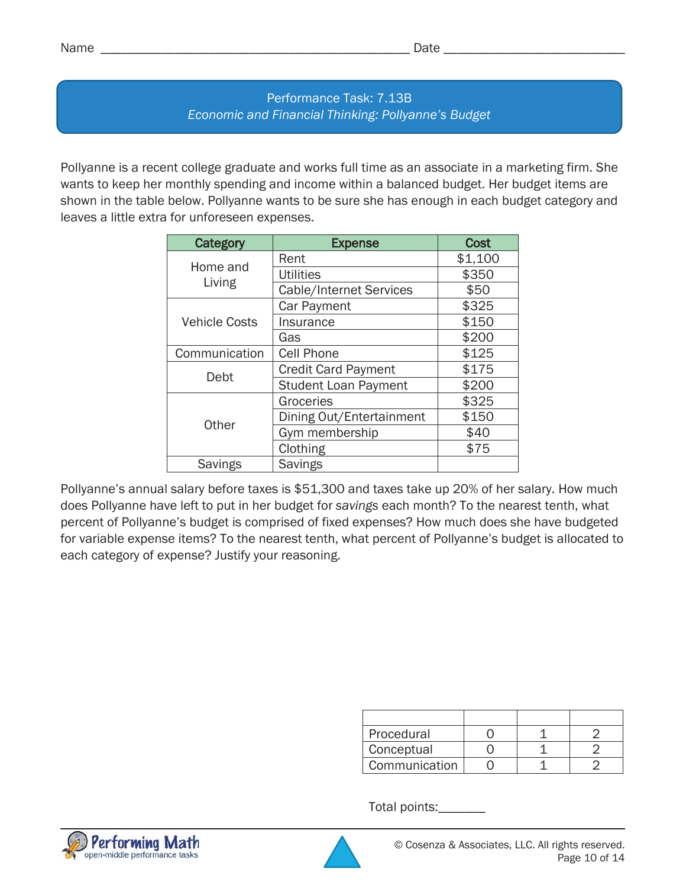Name ____________________________________________ Date ___________________________

**Performance Task: 7.13B**
*Economic and Financial Thinking: Pollyanne's Budget*

Pollyanne is a recent college graduate and works full time as an associate in a marketing firm. She wants to keep her monthly spending and income within a balanced budget. Her budget items are shown in the table below. Pollyanne wants to be sure she has enough in each budget category and leaves a little extra for unforeseen expenses.

| Category | Expense | Cost |
|---|---|---|
| Home and Living | Rent | $1,100 |
| | Utilities | $350 |
| | Cable/Internet Services | $50 |
| Vehicle Costs | Car Payment | $325 |
| | Insurance | $150 |
| | Gas | $200 |
| Communication | Cell Phone | $125 |
| Debt | Credit Card Payment | $175 |
| | Student Loan Payment | $200 |
| Other | Groceries | $325 |
| | Dining Out/Entertainment | $150 |
| | Gym membership | $40 |
| | Clothing | $75 |
| Savings | Savings | |

Pollyanne's annual salary before taxes is $51,300 and taxes take up 20% of her salary. How much does Pollyanne have left to put in her budget for *savings* each month? To the nearest tenth, what percent of Pollyanne's budget is comprised of fixed expenses? How much does she have budgeted for variable expense items? To the nearest tenth, what percent of Pollyanne's budget is allocated to each category of expense? Justify your reasoning.

| | | | |
|---|---|---|---|
| Procedural | 0 | 1 | 2 |
| Conceptual | 0 | 1 | 2 |
| Communication | 0 | 1 | 2 |

Total points:_______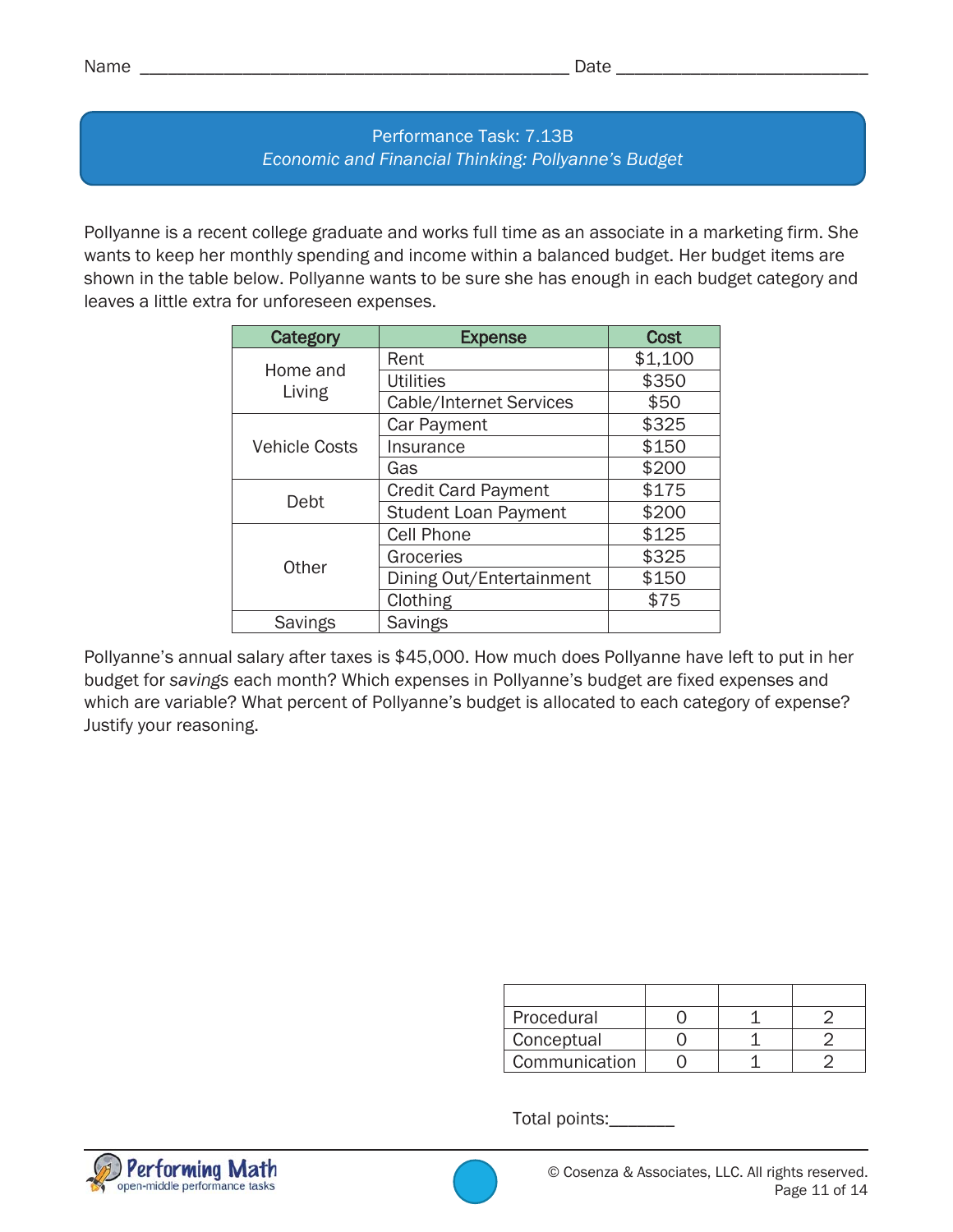Name ___________________________________________ Date _________________________

## Performance Task: 7.13B
### *Economic and Financial Thinking: Pollyanne's Budget*

Pollyanne is a recent college graduate and works full time as an associate in a marketing firm. She wants to keep her monthly spending and income within a balanced budget. Her budget items are shown in the table below. Pollyanne wants to be sure she has enough in each budget category and leaves a little extra for unforeseen expenses.

| Category | Expense | Cost |
|---|---|---|
| Home and Living | Rent | $1,100 |
| | Utilities | $350 |
| | Cable/Internet Services | $50 |
| Vehicle Costs | Car Payment | $325 |
| | Insurance | $150 |
| | Gas | $200 |
| Debt | Credit Card Payment | $175 |
| | Student Loan Payment | $200 |
| Other | Cell Phone | $125 |
| | Groceries | $325 |
| | Dining Out/Entertainment | $150 |
| | Clothing | $75 |
| Savings | Savings | |

Pollyanne's annual salary after taxes is $45,000. How much does Pollyanne have left to put in her budget for *savings* each month? Which expenses in Pollyanne's budget are fixed expenses and which are variable? What percent of Pollyanne's budget is allocated to each category of expense? Justify your reasoning.

| | | | |
|---|---|---|---|
| Procedural | 0 | 1 | 2 |
| Conceptual | 0 | 1 | 2 |
| Communication | 0 | 1 | 2 |

Total points:_______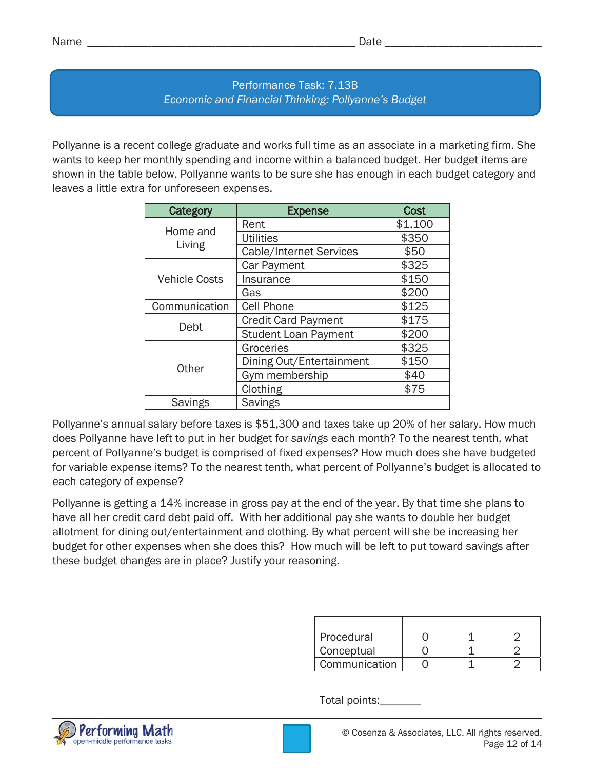Name ____________________________________________ Date __________________________

## Performance Task: 7.13B
### *Economic and Financial Thinking: Pollyanne's Budget*

Pollyanne is a recent college graduate and works full time as an associate in a marketing firm. She wants to keep her monthly spending and income within a balanced budget. Her budget items are shown in the table below. Pollyanne wants to be sure she has enough in each budget category and leaves a little extra for unforeseen expenses.

| Category | Expense | Cost |
|---|---|---|
| Home and Living | Rent | $1,100 |
| | Utilities | $350 |
| | Cable/Internet Services | $50 |
| Vehicle Costs | Car Payment | $325 |
| | Insurance | $150 |
| | Gas | $200 |
| Communication | Cell Phone | $125 |
| Debt | Credit Card Payment | $175 |
| | Student Loan Payment | $200 |
| Other | Groceries | $325 |
| | Dining Out/Entertainment | $150 |
| | Gym membership | $40 |
| | Clothing | $75 |
| Savings | Savings | |

Pollyanne's annual salary before taxes is $51,300 and taxes take up 20% of her salary. How much does Pollyanne have left to put in her budget for *savings* each month? To the nearest tenth, what percent of Pollyanne's budget is comprised of fixed expenses? How much does she have budgeted for variable expense items? To the nearest tenth, what percent of Pollyanne's budget is allocated to each category of expense?

Pollyanne is getting a 14% increase in gross pay at the end of the year. By that time she plans to have all her credit card debt paid off. With her additional pay she wants to double her budget allotment for dining out/entertainment and clothing. By what percent will she be increasing her budget for other expenses when she does this? How much will be left to put toward savings after these budget changes are in place? Justify your reasoning.

| | | | |
|---|---|---|---|
| Procedural | 0 | 1 | 2 |
| Conceptual | 0 | 1 | 2 |
| Communication | 0 | 1 | 2 |

Total points:_______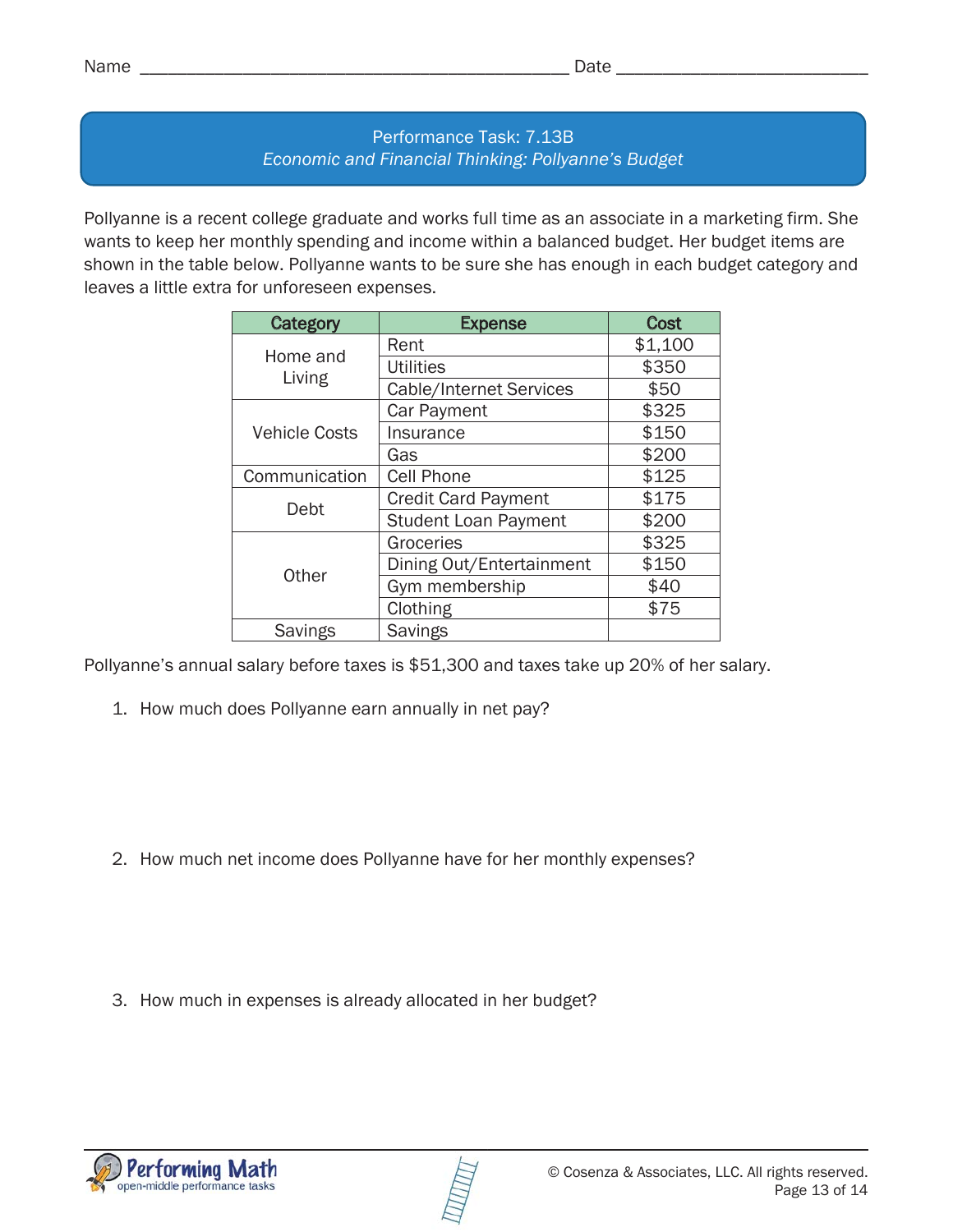Name ____________________________________________ Date __________________________

## Performance Task: 7.13B
*Economic and Financial Thinking: Pollyanne's Budget*

Pollyanne is a recent college graduate and works full time as an associate in a marketing firm. She wants to keep her monthly spending and income within a balanced budget. Her budget items are shown in the table below. Pollyanne wants to be sure she has enough in each budget category and leaves a little extra for unforeseen expenses.

| Category | Expense | Cost |
|---|---|---|
| Home and Living | Rent | $1,100 |
| | Utilities | $350 |
| | Cable/Internet Services | $50 |
| Vehicle Costs | Car Payment | $325 |
| | Insurance | $150 |
| | Gas | $200 |
| Communication | Cell Phone | $125 |
| Debt | Credit Card Payment | $175 |
| | Student Loan Payment | $200 |
| Other | Groceries | $325 |
| | Dining Out/Entertainment | $150 |
| | Gym membership | $40 |
| | Clothing | $75 |
| Savings | Savings | |

Pollyanne's annual salary before taxes is $51,300 and taxes take up 20% of her salary.

1. How much does Pollyanne earn annually in net pay?

2. How much net income does Pollyanne have for her monthly expenses?

3. How much in expenses is already allocated in her budget?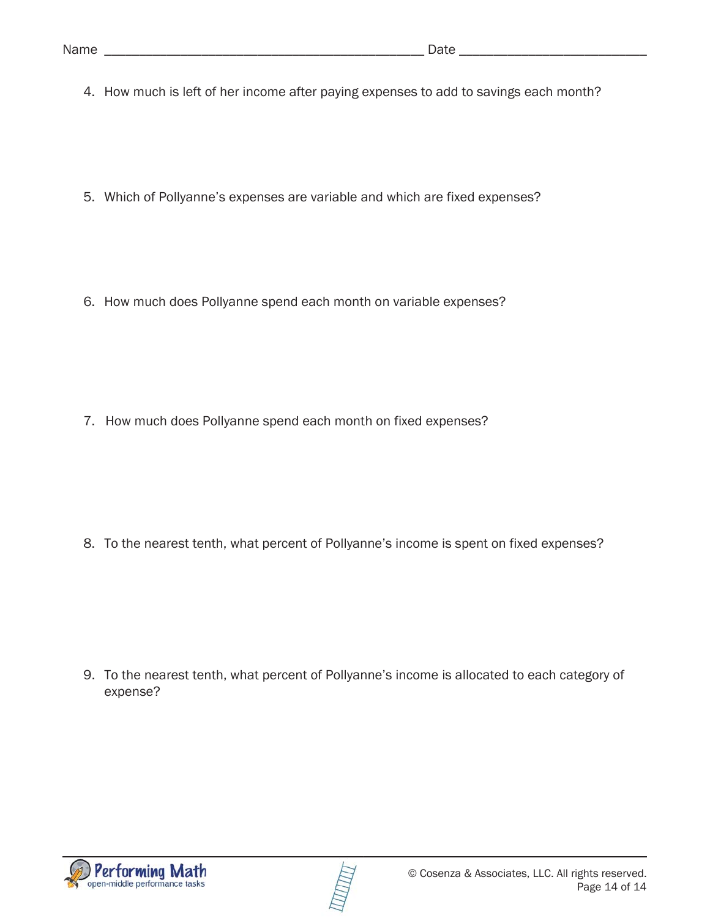Name ____________________________________________ Date __________________________

4. How much is left of her income after paying expenses to add to savings each month?

5. Which of Pollyanne's expenses are variable and which are fixed expenses?

6. How much does Pollyanne spend each month on variable expenses?

7. How much does Pollyanne spend each month on fixed expenses?

8. To the nearest tenth, what percent of Pollyanne's income is spent on fixed expenses?

9. To the nearest tenth, what percent of Pollyanne's income is allocated to each category of expense?